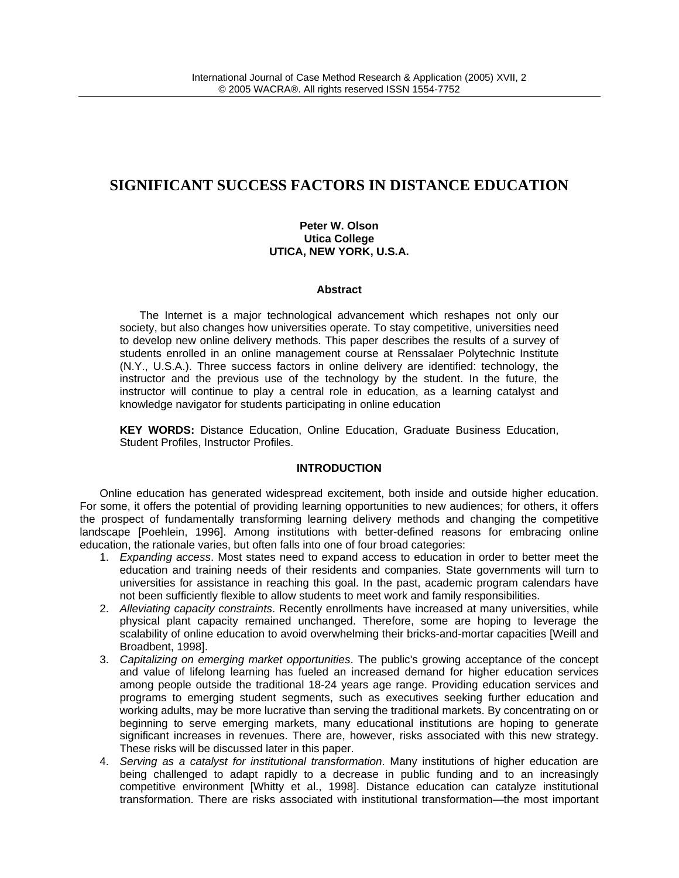# SIGNIFICANT SUCCESS FACTORS IN DISTANCE EDUCATION

**Peter W. Olson**
**Utica College**
**UTICA, NEW YORK, U.S.A.**

### Abstract

The Internet is a major technological advancement which reshapes not only our society, but also changes how universities operate. To stay competitive, universities need to develop new online delivery methods. This paper describes the results of a survey of students enrolled in an online management course at Renssalaer Polytechnic Institute (N.Y., U.S.A.). Three success factors in online delivery are identified: technology, the instructor and the previous use of the technology by the student. In the future, the instructor will continue to play a central role in education, as a learning catalyst and knowledge navigator for students participating in online education

**KEY WORDS:** Distance Education, Online Education, Graduate Business Education, Student Profiles, Instructor Profiles.

## INTRODUCTION

Online education has generated widespread excitement, both inside and outside higher education. For some, it offers the potential of providing learning opportunities to new audiences; for others, it offers the prospect of fundamentally transforming learning delivery methods and changing the competitive landscape [Poehlein, 1996]. Among institutions with better-defined reasons for embracing online education, the rationale varies, but often falls into one of four broad categories:

1. *Expanding access*. Most states need to expand access to education in order to better meet the education and training needs of their residents and companies. State governments will turn to universities for assistance in reaching this goal. In the past, academic program calendars have not been sufficiently flexible to allow students to meet work and family responsibilities.
2. *Alleviating capacity constraints*. Recently enrollments have increased at many universities, while physical plant capacity remained unchanged. Therefore, some are hoping to leverage the scalability of online education to avoid overwhelming their bricks-and-mortar capacities [Weill and Broadbent, 1998].
3. *Capitalizing on emerging market opportunities*. The public's growing acceptance of the concept and value of lifelong learning has fueled an increased demand for higher education services among people outside the traditional 18-24 years age range. Providing education services and programs to emerging student segments, such as executives seeking further education and working adults, may be more lucrative than serving the traditional markets. By concentrating on or beginning to serve emerging markets, many educational institutions are hoping to generate significant increases in revenues. There are, however, risks associated with this new strategy. These risks will be discussed later in this paper.
4. *Serving as a catalyst for institutional transformation*. Many institutions of higher education are being challenged to adapt rapidly to a decrease in public funding and to an increasingly competitive environment [Whitty et al., 1998]. Distance education can catalyze institutional transformation. There are risks associated with institutional transformation—the most important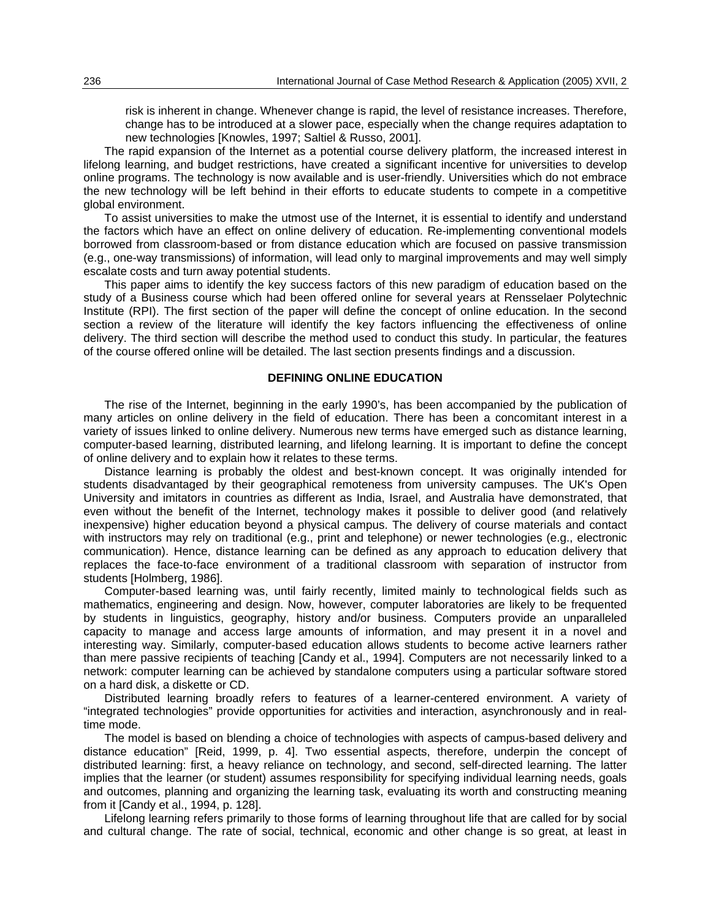risk is inherent in change. Whenever change is rapid, the level of resistance increases. Therefore, change has to be introduced at a slower pace, especially when the change requires adaptation to new technologies [Knowles, 1997; Saltiel & Russo, 2001].

The rapid expansion of the Internet as a potential course delivery platform, the increased interest in lifelong learning, and budget restrictions, have created a significant incentive for universities to develop online programs. The technology is now available and is user-friendly. Universities which do not embrace the new technology will be left behind in their efforts to educate students to compete in a competitive global environment.

To assist universities to make the utmost use of the Internet, it is essential to identify and understand the factors which have an effect on online delivery of education. Re-implementing conventional models borrowed from classroom-based or from distance education which are focused on passive transmission (e.g., one-way transmissions) of information, will lead only to marginal improvements and may well simply escalate costs and turn away potential students.

This paper aims to identify the key success factors of this new paradigm of education based on the study of a Business course which had been offered online for several years at Rensselaer Polytechnic Institute (RPI). The first section of the paper will define the concept of online education. In the second section a review of the literature will identify the key factors influencing the effectiveness of online delivery. The third section will describe the method used to conduct this study. In particular, the features of the course offered online will be detailed. The last section presents findings and a discussion.

## DEFINING ONLINE EDUCATION

The rise of the Internet, beginning in the early 1990's, has been accompanied by the publication of many articles on online delivery in the field of education. There has been a concomitant interest in a variety of issues linked to online delivery. Numerous new terms have emerged such as distance learning, computer-based learning, distributed learning, and lifelong learning. It is important to define the concept of online delivery and to explain how it relates to these terms.

Distance learning is probably the oldest and best-known concept. It was originally intended for students disadvantaged by their geographical remoteness from university campuses. The UK's Open University and imitators in countries as different as India, Israel, and Australia have demonstrated, that even without the benefit of the Internet, technology makes it possible to deliver good (and relatively inexpensive) higher education beyond a physical campus. The delivery of course materials and contact with instructors may rely on traditional (e.g., print and telephone) or newer technologies (e.g., electronic communication). Hence, distance learning can be defined as any approach to education delivery that replaces the face-to-face environment of a traditional classroom with separation of instructor from students [Holmberg, 1986].

Computer-based learning was, until fairly recently, limited mainly to technological fields such as mathematics, engineering and design. Now, however, computer laboratories are likely to be frequented by students in linguistics, geography, history and/or business. Computers provide an unparalleled capacity to manage and access large amounts of information, and may present it in a novel and interesting way. Similarly, computer-based education allows students to become active learners rather than mere passive recipients of teaching [Candy et al., 1994]. Computers are not necessarily linked to a network: computer learning can be achieved by standalone computers using a particular software stored on a hard disk, a diskette or CD.

Distributed learning broadly refers to features of a learner-centered environment. A variety of "integrated technologies" provide opportunities for activities and interaction, asynchronously and in real-time mode.

The model is based on blending a choice of technologies with aspects of campus-based delivery and distance education" [Reid, 1999, p. 4]. Two essential aspects, therefore, underpin the concept of distributed learning: first, a heavy reliance on technology, and second, self-directed learning. The latter implies that the learner (or student) assumes responsibility for specifying individual learning needs, goals and outcomes, planning and organizing the learning task, evaluating its worth and constructing meaning from it [Candy et al., 1994, p. 128].

Lifelong learning refers primarily to those forms of learning throughout life that are called for by social and cultural change. The rate of social, technical, economic and other change is so great, at least in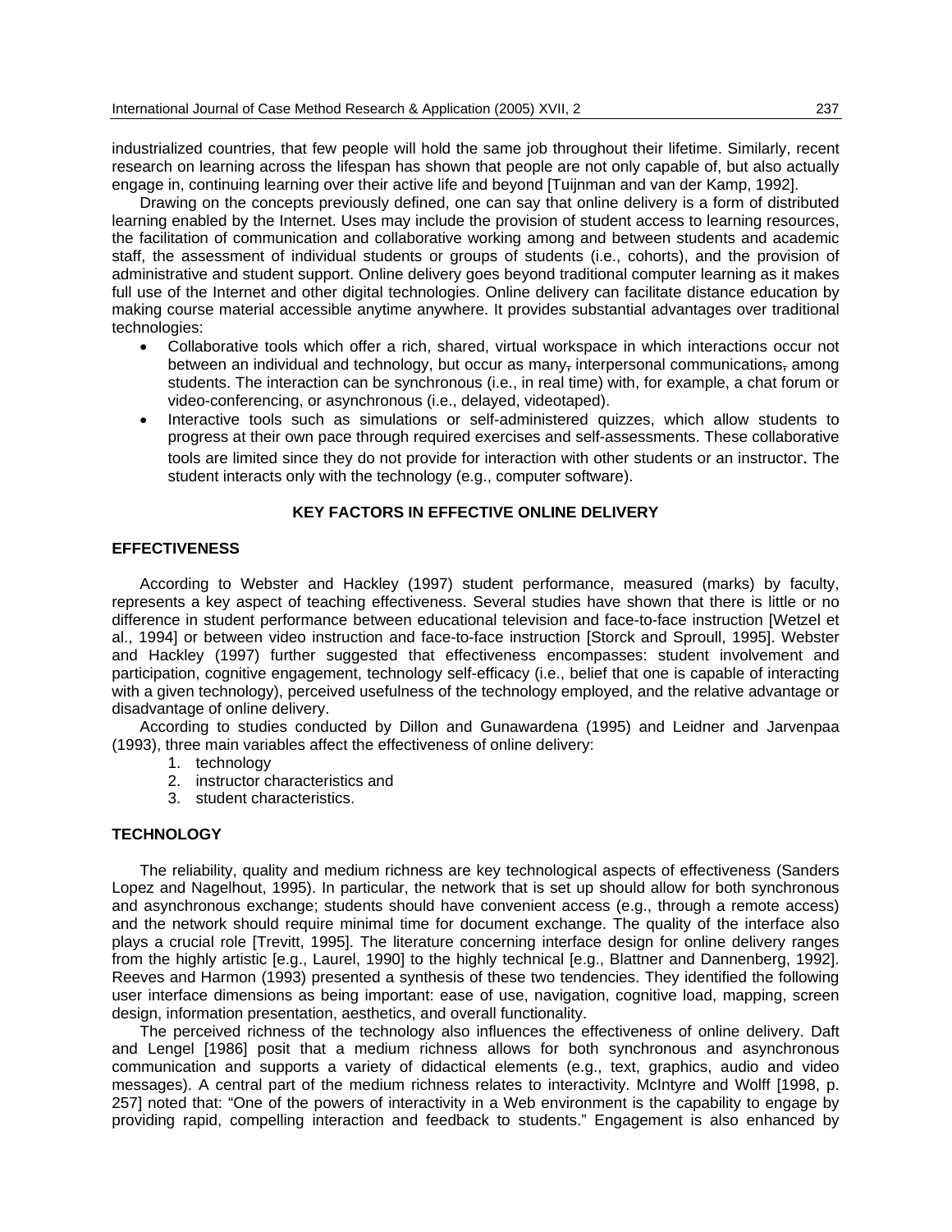industrialized countries, that few people will hold the same job throughout their lifetime. Similarly, recent research on learning across the lifespan has shown that people are not only capable of, but also actually engage in, continuing learning over their active life and beyond [Tuijnman and van der Kamp, 1992].

Drawing on the concepts previously defined, one can say that online delivery is a form of distributed learning enabled by the Internet. Uses may include the provision of student access to learning resources, the facilitation of communication and collaborative working among and between students and academic staff, the assessment of individual students or groups of students (i.e., cohorts), and the provision of administrative and student support. Online delivery goes beyond traditional computer learning as it makes full use of the Internet and other digital technologies. Online delivery can facilitate distance education by making course material accessible anytime anywhere. It provides substantial advantages over traditional technologies:

- Collaborative tools which offer a rich, shared, virtual workspace in which interactions occur not between an individual and technology, but occur as many, interpersonal communications, among students. The interaction can be synchronous (i.e., in real time) with, for example, a chat forum or video-conferencing, or asynchronous (i.e., delayed, videotaped).
- Interactive tools such as simulations or self-administered quizzes, which allow students to progress at their own pace through required exercises and self-assessments. These collaborative tools are limited since they do not provide for interaction with other students or an instructor. The student interacts only with the technology (e.g., computer software).

## KEY FACTORS IN EFFECTIVE ONLINE DELIVERY

### EFFECTIVENESS

According to Webster and Hackley (1997) student performance, measured (marks) by faculty, represents a key aspect of teaching effectiveness. Several studies have shown that there is little or no difference in student performance between educational television and face-to-face instruction [Wetzel et al., 1994] or between video instruction and face-to-face instruction [Storck and Sproull, 1995]. Webster and Hackley (1997) further suggested that effectiveness encompasses: student involvement and participation, cognitive engagement, technology self-efficacy (i.e., belief that one is capable of interacting with a given technology), perceived usefulness of the technology employed, and the relative advantage or disadvantage of online delivery.

According to studies conducted by Dillon and Gunawardena (1995) and Leidner and Jarvenpaa (1993), three main variables affect the effectiveness of online delivery:

1. technology
2. instructor characteristics and
3. student characteristics.

### TECHNOLOGY

The reliability, quality and medium richness are key technological aspects of effectiveness (Sanders Lopez and Nagelhout, 1995). In particular, the network that is set up should allow for both synchronous and asynchronous exchange; students should have convenient access (e.g., through a remote access) and the network should require minimal time for document exchange. The quality of the interface also plays a crucial role [Trevitt, 1995]. The literature concerning interface design for online delivery ranges from the highly artistic [e.g., Laurel, 1990] to the highly technical [e.g., Blattner and Dannenberg, 1992]. Reeves and Harmon (1993) presented a synthesis of these two tendencies. They identified the following user interface dimensions as being important: ease of use, navigation, cognitive load, mapping, screen design, information presentation, aesthetics, and overall functionality.

The perceived richness of the technology also influences the effectiveness of online delivery. Daft and Lengel [1986] posit that a medium richness allows for both synchronous and asynchronous communication and supports a variety of didactical elements (e.g., text, graphics, audio and video messages). A central part of the medium richness relates to interactivity. McIntyre and Wolff [1998, p. 257] noted that: “One of the powers of interactivity in a Web environment is the capability to engage by providing rapid, compelling interaction and feedback to students.” Engagement is also enhanced by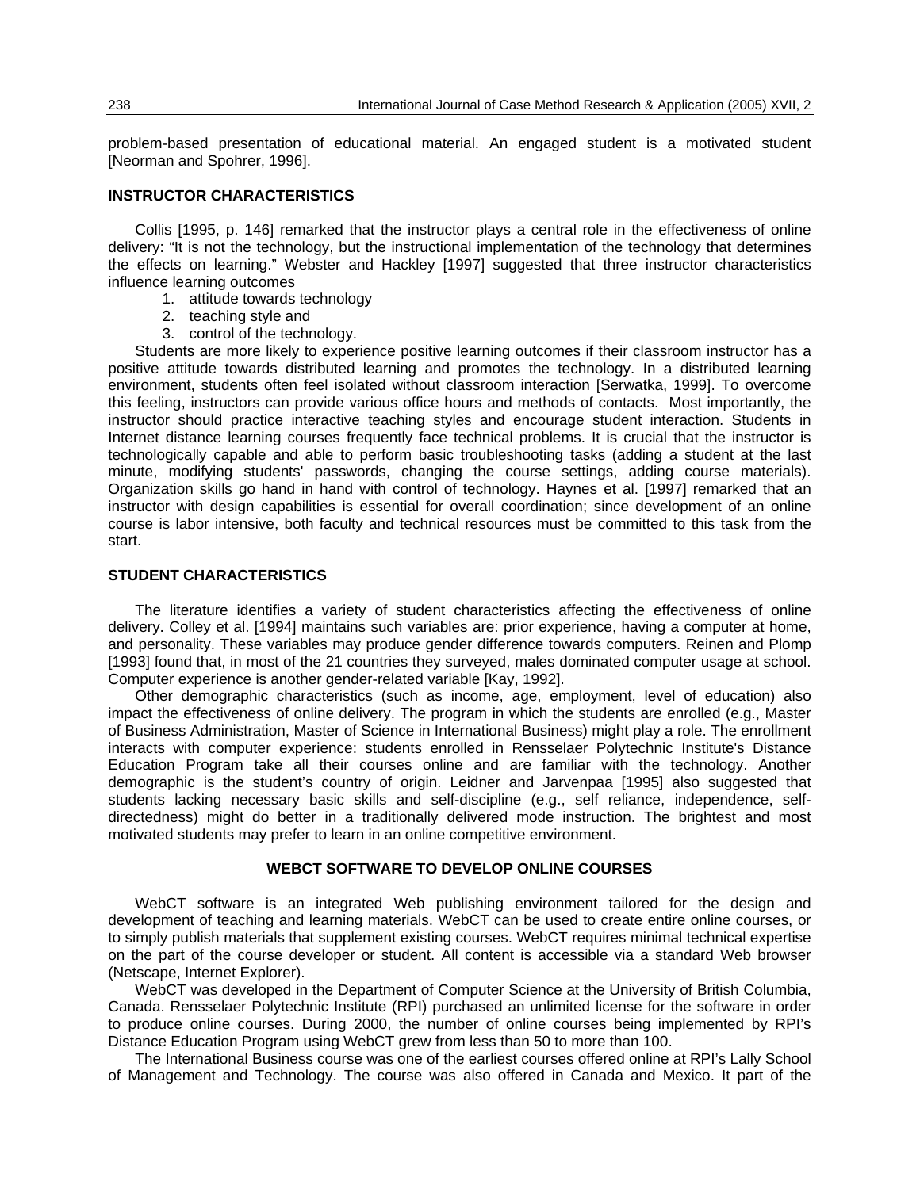problem-based presentation of educational material. An engaged student is a motivated student [Neorman and Spohrer, 1996].

## INSTRUCTOR CHARACTERISTICS

Collis [1995, p. 146] remarked that the instructor plays a central role in the effectiveness of online delivery: "It is not the technology, but the instructional implementation of the technology that determines the effects on learning." Webster and Hackley [1997] suggested that three instructor characteristics influence learning outcomes

1. attitude towards technology
2. teaching style and
3. control of the technology.

Students are more likely to experience positive learning outcomes if their classroom instructor has a positive attitude towards distributed learning and promotes the technology. In a distributed learning environment, students often feel isolated without classroom interaction [Serwatka, 1999]. To overcome this feeling, instructors can provide various office hours and methods of contacts. Most importantly, the instructor should practice interactive teaching styles and encourage student interaction. Students in Internet distance learning courses frequently face technical problems. It is crucial that the instructor is technologically capable and able to perform basic troubleshooting tasks (adding a student at the last minute, modifying students' passwords, changing the course settings, adding course materials). Organization skills go hand in hand with control of technology. Haynes et al. [1997] remarked that an instructor with design capabilities is essential for overall coordination; since development of an online course is labor intensive, both faculty and technical resources must be committed to this task from the start.

## STUDENT CHARACTERISTICS

The literature identifies a variety of student characteristics affecting the effectiveness of online delivery. Colley et al. [1994] maintains such variables are: prior experience, having a computer at home, and personality. These variables may produce gender difference towards computers. Reinen and Plomp [1993] found that, in most of the 21 countries they surveyed, males dominated computer usage at school. Computer experience is another gender-related variable [Kay, 1992].

Other demographic characteristics (such as income, age, employment, level of education) also impact the effectiveness of online delivery. The program in which the students are enrolled (e.g., Master of Business Administration, Master of Science in International Business) might play a role. The enrollment interacts with computer experience: students enrolled in Rensselaer Polytechnic Institute's Distance Education Program take all their courses online and are familiar with the technology. Another demographic is the student's country of origin. Leidner and Jarvenpaa [1995] also suggested that students lacking necessary basic skills and self-discipline (e.g., self reliance, independence, self-directedness) might do better in a traditionally delivered mode instruction. The brightest and most motivated students may prefer to learn in an online competitive environment.

## WEBCT SOFTWARE TO DEVELOP ONLINE COURSES

WebCT software is an integrated Web publishing environment tailored for the design and development of teaching and learning materials. WebCT can be used to create entire online courses, or to simply publish materials that supplement existing courses. WebCT requires minimal technical expertise on the part of the course developer or student. All content is accessible via a standard Web browser (Netscape, Internet Explorer).

WebCT was developed in the Department of Computer Science at the University of British Columbia, Canada. Rensselaer Polytechnic Institute (RPI) purchased an unlimited license for the software in order to produce online courses. During 2000, the number of online courses being implemented by RPI's Distance Education Program using WebCT grew from less than 50 to more than 100.

The International Business course was one of the earliest courses offered online at RPI's Lally School of Management and Technology. The course was also offered in Canada and Mexico. It part of the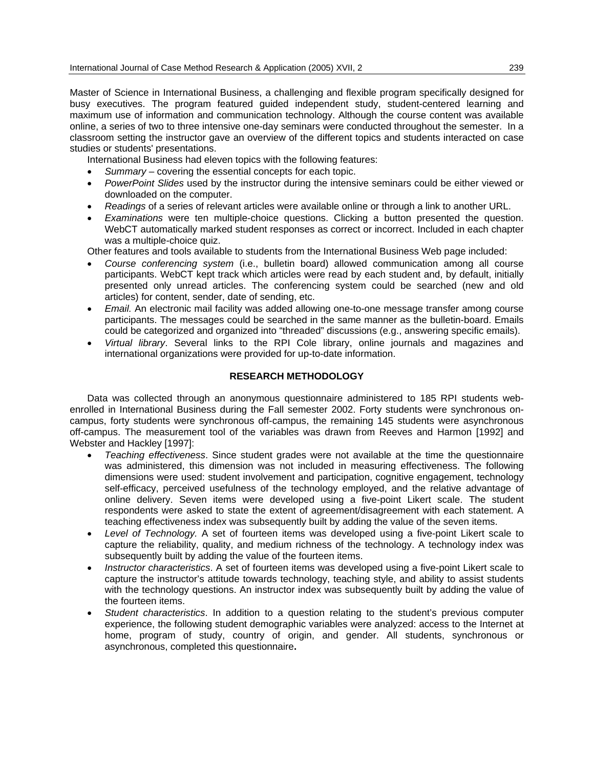Master of Science in International Business, a challenging and flexible program specifically designed for busy executives. The program featured guided independent study, student-centered learning and maximum use of information and communication technology. Although the course content was available online, a series of two to three intensive one-day seminars were conducted throughout the semester. In a classroom setting the instructor gave an overview of the different topics and students interacted on case studies or students' presentations.

International Business had eleven topics with the following features:

- *Summary* – covering the essential concepts for each topic.
- *PowerPoint Slides* used by the instructor during the intensive seminars could be either viewed or downloaded on the computer.
- *Readings* of a series of relevant articles were available online or through a link to another URL.
- *Examinations* were ten multiple-choice questions. Clicking a button presented the question. WebCT automatically marked student responses as correct or incorrect. Included in each chapter was a multiple-choice quiz.

Other features and tools available to students from the International Business Web page included:

- *Course conferencing system* (i.e., bulletin board) allowed communication among all course participants. WebCT kept track which articles were read by each student and, by default, initially presented only unread articles. The conferencing system could be searched (new and old articles) for content, sender, date of sending, etc.
- *Email.* An electronic mail facility was added allowing one-to-one message transfer among course participants. The messages could be searched in the same manner as the bulletin-board. Emails could be categorized and organized into "threaded" discussions (e.g., answering specific emails).
- *Virtual library*. Several links to the RPI Cole library, online journals and magazines and international organizations were provided for up-to-date information.

## RESEARCH METHODOLOGY

Data was collected through an anonymous questionnaire administered to 185 RPI students web-enrolled in International Business during the Fall semester 2002. Forty students were synchronous on-campus, forty students were synchronous off-campus, the remaining 145 students were asynchronous off-campus. The measurement tool of the variables was drawn from Reeves and Harmon [1992] and Webster and Hackley [1997]:

- *Teaching effectiveness*. Since student grades were not available at the time the questionnaire was administered, this dimension was not included in measuring effectiveness. The following dimensions were used: student involvement and participation, cognitive engagement, technology self-efficacy, perceived usefulness of the technology employed, and the relative advantage of online delivery. Seven items were developed using a five-point Likert scale. The student respondents were asked to state the extent of agreement/disagreement with each statement. A teaching effectiveness index was subsequently built by adding the value of the seven items.
- *Level of Technology.* A set of fourteen items was developed using a five-point Likert scale to capture the reliability, quality, and medium richness of the technology. A technology index was subsequently built by adding the value of the fourteen items.
- *Instructor characteristics*. A set of fourteen items was developed using a five-point Likert scale to capture the instructor's attitude towards technology, teaching style, and ability to assist students with the technology questions. An instructor index was subsequently built by adding the value of the fourteen items.
- *Student characteristics*. In addition to a question relating to the student's previous computer experience, the following student demographic variables were analyzed: access to the Internet at home, program of study, country of origin, and gender. All students, synchronous or asynchronous, completed this questionnaire**.**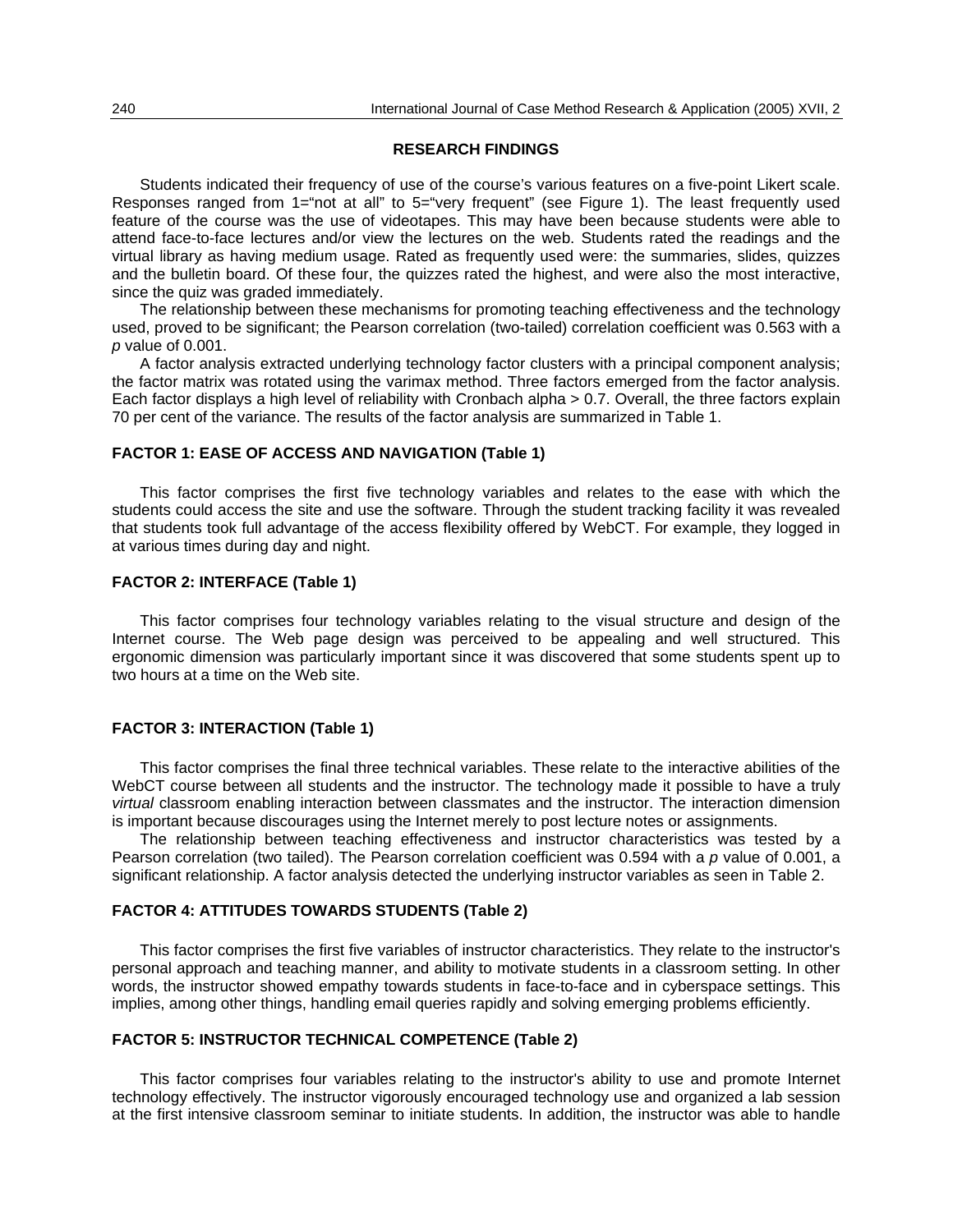## RESEARCH FINDINGS

Students indicated their frequency of use of the course's various features on a five-point Likert scale. Responses ranged from 1="not at all" to 5="very frequent" (see Figure 1). The least frequently used feature of the course was the use of videotapes. This may have been because students were able to attend face-to-face lectures and/or view the lectures on the web. Students rated the readings and the virtual library as having medium usage. Rated as frequently used were: the summaries, slides, quizzes and the bulletin board. Of these four, the quizzes rated the highest, and were also the most interactive, since the quiz was graded immediately.

The relationship between these mechanisms for promoting teaching effectiveness and the technology used, proved to be significant; the Pearson correlation (two-tailed) correlation coefficient was 0.563 with a *p* value of 0.001.

A factor analysis extracted underlying technology factor clusters with a principal component analysis; the factor matrix was rotated using the varimax method. Three factors emerged from the factor analysis. Each factor displays a high level of reliability with Cronbach alpha > 0.7. Overall, the three factors explain 70 per cent of the variance. The results of the factor analysis are summarized in Table 1.

### FACTOR 1: EASE OF ACCESS AND NAVIGATION (Table 1)

This factor comprises the first five technology variables and relates to the ease with which the students could access the site and use the software. Through the student tracking facility it was revealed that students took full advantage of the access flexibility offered by WebCT. For example, they logged in at various times during day and night.

### FACTOR 2: INTERFACE (Table 1)

This factor comprises four technology variables relating to the visual structure and design of the Internet course. The Web page design was perceived to be appealing and well structured. This ergonomic dimension was particularly important since it was discovered that some students spent up to two hours at a time on the Web site.

### FACTOR 3: INTERACTION (Table 1)

This factor comprises the final three technical variables. These relate to the interactive abilities of the WebCT course between all students and the instructor. The technology made it possible to have a truly *virtual* classroom enabling interaction between classmates and the instructor. The interaction dimension is important because discourages using the Internet merely to post lecture notes or assignments.

The relationship between teaching effectiveness and instructor characteristics was tested by a Pearson correlation (two tailed). The Pearson correlation coefficient was 0.594 with a *p* value of 0.001, a significant relationship. A factor analysis detected the underlying instructor variables as seen in Table 2.

### FACTOR 4: ATTITUDES TOWARDS STUDENTS (Table 2)

This factor comprises the first five variables of instructor characteristics. They relate to the instructor's personal approach and teaching manner, and ability to motivate students in a classroom setting. In other words, the instructor showed empathy towards students in face-to-face and in cyberspace settings. This implies, among other things, handling email queries rapidly and solving emerging problems efficiently.

### FACTOR 5: INSTRUCTOR TECHNICAL COMPETENCE (Table 2)

This factor comprises four variables relating to the instructor's ability to use and promote Internet technology effectively. The instructor vigorously encouraged technology use and organized a lab session at the first intensive classroom seminar to initiate students. In addition, the instructor was able to handle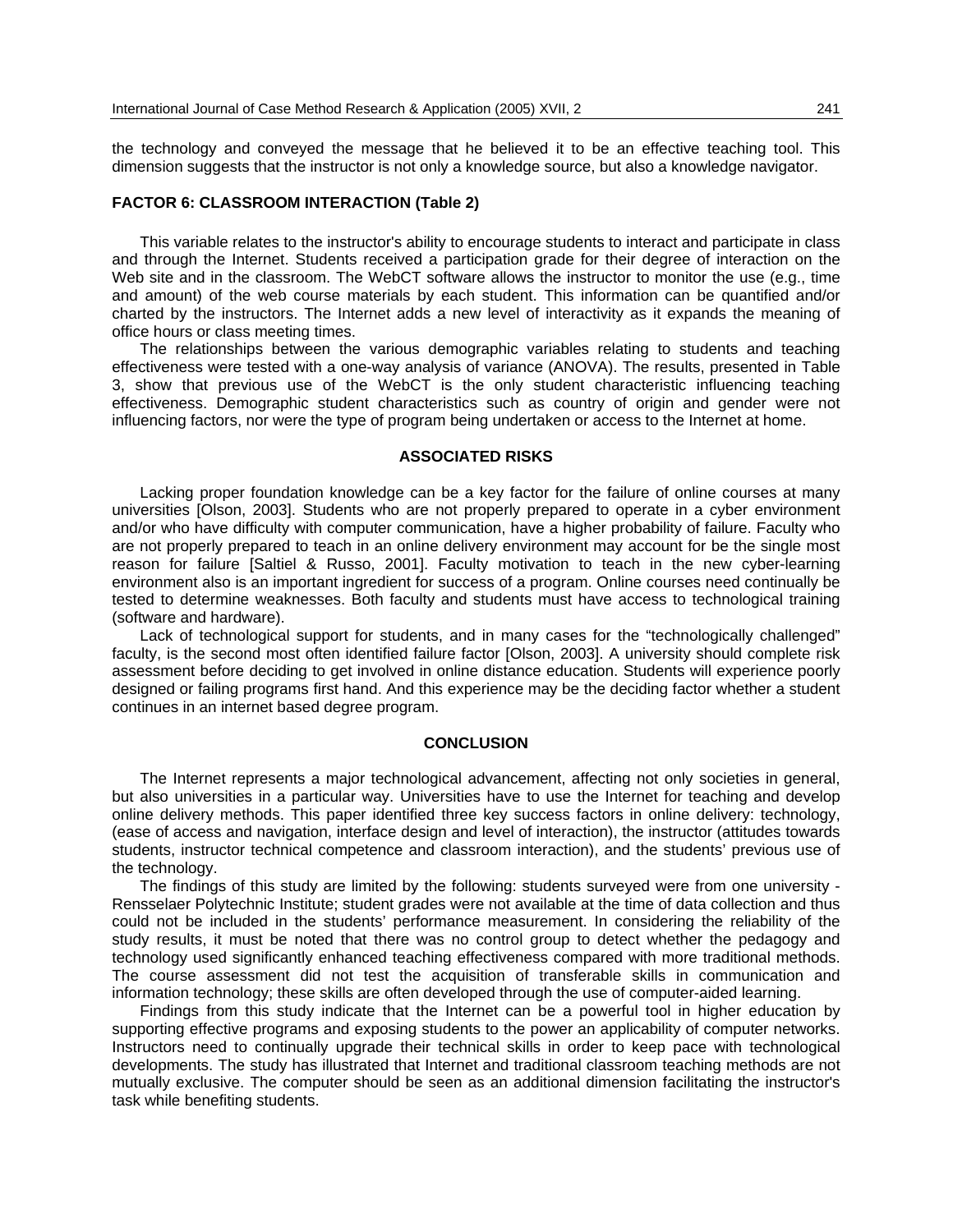the technology and conveyed the message that he believed it to be an effective teaching tool. This dimension suggests that the instructor is not only a knowledge source, but also a knowledge navigator.

### FACTOR 6: CLASSROOM INTERACTION (Table 2)

This variable relates to the instructor's ability to encourage students to interact and participate in class and through the Internet. Students received a participation grade for their degree of interaction on the Web site and in the classroom. The WebCT software allows the instructor to monitor the use (e.g., time and amount) of the web course materials by each student. This information can be quantified and/or charted by the instructors. The Internet adds a new level of interactivity as it expands the meaning of office hours or class meeting times.

The relationships between the various demographic variables relating to students and teaching effectiveness were tested with a one-way analysis of variance (ANOVA). The results, presented in Table 3, show that previous use of the WebCT is the only student characteristic influencing teaching effectiveness. Demographic student characteristics such as country of origin and gender were not influencing factors, nor were the type of program being undertaken or access to the Internet at home.

## ASSOCIATED RISKS

Lacking proper foundation knowledge can be a key factor for the failure of online courses at many universities [Olson, 2003]. Students who are not properly prepared to operate in a cyber environment and/or who have difficulty with computer communication, have a higher probability of failure. Faculty who are not properly prepared to teach in an online delivery environment may account for be the single most reason for failure [Saltiel & Russo, 2001]. Faculty motivation to teach in the new cyber-learning environment also is an important ingredient for success of a program. Online courses need continually be tested to determine weaknesses. Both faculty and students must have access to technological training (software and hardware).

Lack of technological support for students, and in many cases for the "technologically challenged" faculty, is the second most often identified failure factor [Olson, 2003]. A university should complete risk assessment before deciding to get involved in online distance education. Students will experience poorly designed or failing programs first hand. And this experience may be the deciding factor whether a student continues in an internet based degree program.

## CONCLUSION

The Internet represents a major technological advancement, affecting not only societies in general, but also universities in a particular way. Universities have to use the Internet for teaching and develop online delivery methods. This paper identified three key success factors in online delivery: technology, (ease of access and navigation, interface design and level of interaction), the instructor (attitudes towards students, instructor technical competence and classroom interaction), and the students' previous use of the technology.

The findings of this study are limited by the following: students surveyed were from one university - Rensselaer Polytechnic Institute; student grades were not available at the time of data collection and thus could not be included in the students' performance measurement. In considering the reliability of the study results, it must be noted that there was no control group to detect whether the pedagogy and technology used significantly enhanced teaching effectiveness compared with more traditional methods. The course assessment did not test the acquisition of transferable skills in communication and information technology; these skills are often developed through the use of computer-aided learning.

Findings from this study indicate that the Internet can be a powerful tool in higher education by supporting effective programs and exposing students to the power an applicability of computer networks. Instructors need to continually upgrade their technical skills in order to keep pace with technological developments. The study has illustrated that Internet and traditional classroom teaching methods are not mutually exclusive. The computer should be seen as an additional dimension facilitating the instructor's task while benefiting students.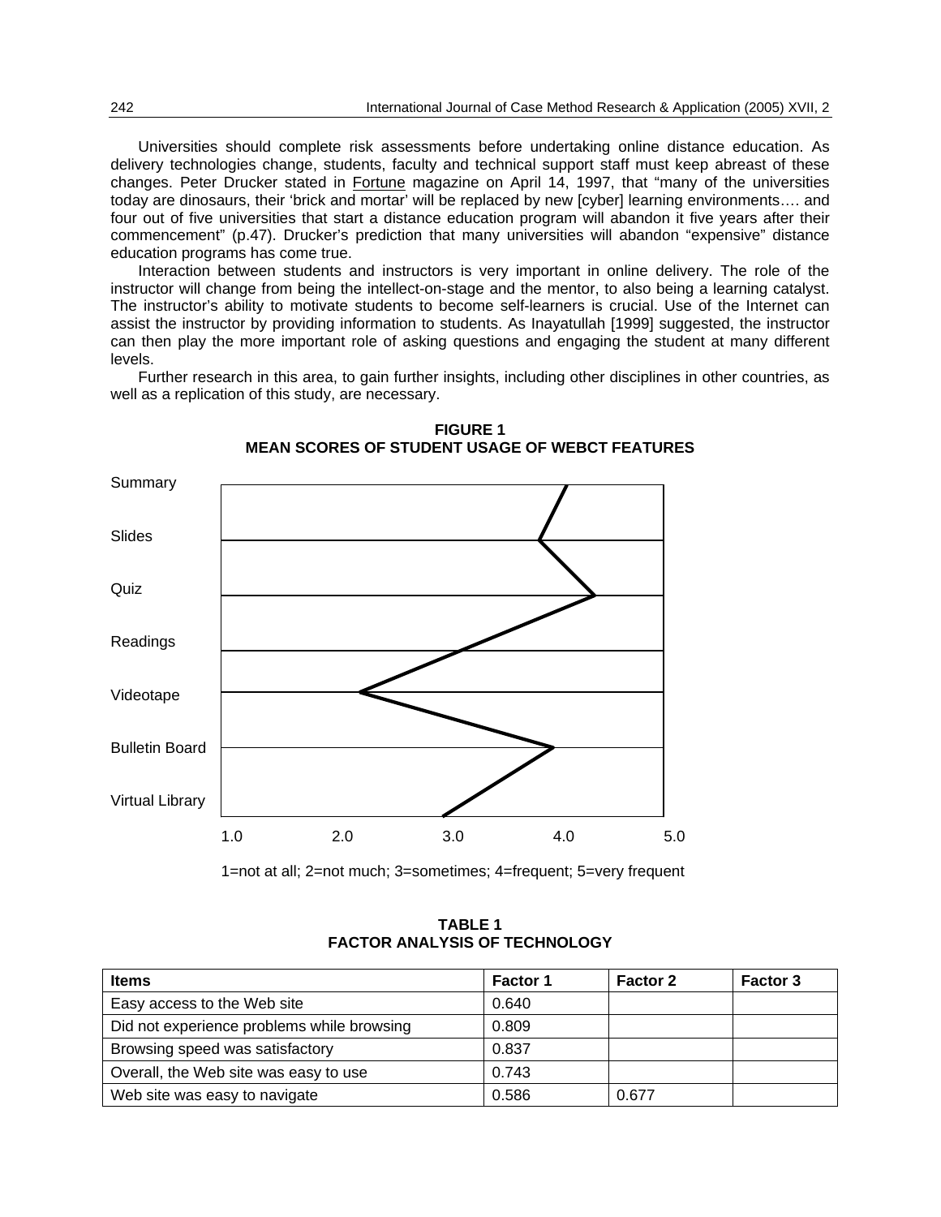Universities should complete risk assessments before undertaking online distance education. As delivery technologies change, students, faculty and technical support staff must keep abreast of these changes. Peter Drucker stated in Fortune magazine on April 14, 1997, that "many of the universities today are dinosaurs, their 'brick and mortar' will be replaced by new [cyber] learning environments…. and four out of five universities that start a distance education program will abandon it five years after their commencement" (p.47). Drucker's prediction that many universities will abandon "expensive" distance education programs has come true.

Interaction between students and instructors is very important in online delivery. The role of the instructor will change from being the intellect-on-stage and the mentor, to also being a learning catalyst. The instructor's ability to motivate students to become self-learners is crucial. Use of the Internet can assist the instructor by providing information to students. As Inayatullah [1999] suggested, the instructor can then play the more important role of asking questions and engaging the student at many different levels.

Further research in this area, to gain further insights, including other disciplines in other countries, as well as a replication of this study, are necessary.

**FIGURE 1**
**MEAN SCORES OF STUDENT USAGE OF WEBCT FEATURES**

Summary
Slides
Quiz
Readings
Videotape
Bulletin Board
Virtual Library

1.0 2.0 3.0 4.0 5.0

1=not at all; 2=not much; 3=sometimes; 4=frequent; 5=very frequent

**TABLE 1**
**FACTOR ANALYSIS OF TECHNOLOGY**

| Items | Factor 1 | Factor 2 | Factor 3 |
|---|---|---|---|
| Easy access to the Web site | 0.640 | | |
| Did not experience problems while browsing | 0.809 | | |
| Browsing speed was satisfactory | 0.837 | | |
| Overall, the Web site was easy to use | 0.743 | | |
| Web site was easy to navigate | 0.586 | 0.677 | |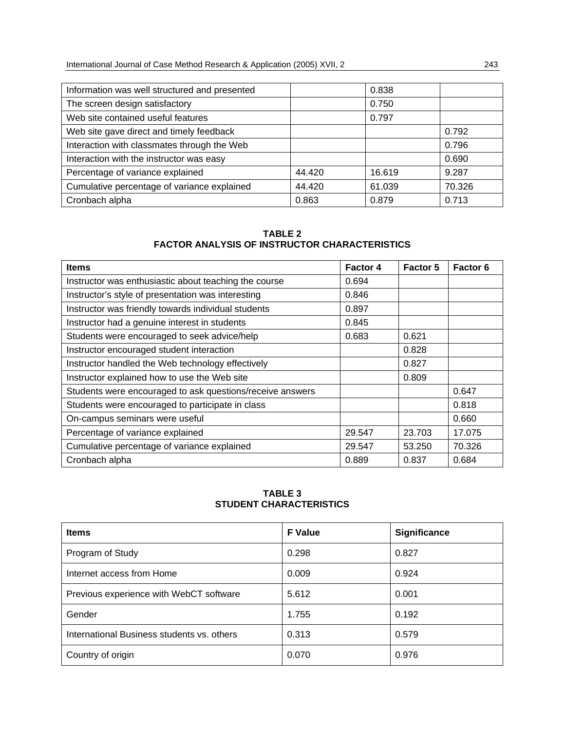| | | | |
|---|---|---|---|
| Information was well structured and presented | | 0.838 | |
| The screen design satisfactory | | 0.750 | |
| Web site contained useful features | | 0.797 | |
| Web site gave direct and timely feedback | | | 0.792 |
| Interaction with classmates through the Web | | | 0.796 |
| Interaction with the instructor was easy | | | 0.690 |
| Percentage of variance explained | 44.420 | 16.619 | 9.287 |
| Cumulative percentage of variance explained | 44.420 | 61.039 | 70.326 |
| Cronbach alpha | 0.863 | 0.879 | 0.713 |

**TABLE 2**
**FACTOR ANALYSIS OF INSTRUCTOR CHARACTERISTICS**

| Items | Factor 4 | Factor 5 | Factor 6 |
|---|---|---|---|
| Instructor was enthusiastic about teaching the course | 0.694 | | |
| Instructor's style of presentation was interesting | 0.846 | | |
| Instructor was friendly towards individual students | 0.897 | | |
| Instructor had a genuine interest in students | 0.845 | | |
| Students were encouraged to seek advice/help | 0.683 | 0.621 | |
| Instructor encouraged student interaction | | 0.828 | |
| Instructor handled the Web technology effectively | | 0.827 | |
| Instructor explained how to use the Web site | | 0.809 | |
| Students were encouraged to ask questions/receive answers | | | 0.647 |
| Students were encouraged to participate in class | | | 0.818 |
| On-campus seminars were useful | | | 0.660 |
| Percentage of variance explained | 29.547 | 23.703 | 17.075 |
| Cumulative percentage of variance explained | 29.547 | 53.250 | 70.326 |
| Cronbach alpha | 0.889 | 0.837 | 0.684 |

**TABLE 3**
**STUDENT CHARACTERISTICS**

| Items | F Value | Significance |
|---|---|---|
| Program of Study | 0.298 | 0.827 |
| Internet access from Home | 0.009 | 0.924 |
| Previous experience with WebCT software | 5.612 | 0.001 |
| Gender | 1.755 | 0.192 |
| International Business students vs. others | 0.313 | 0.579 |
| Country of origin | 0.070 | 0.976 |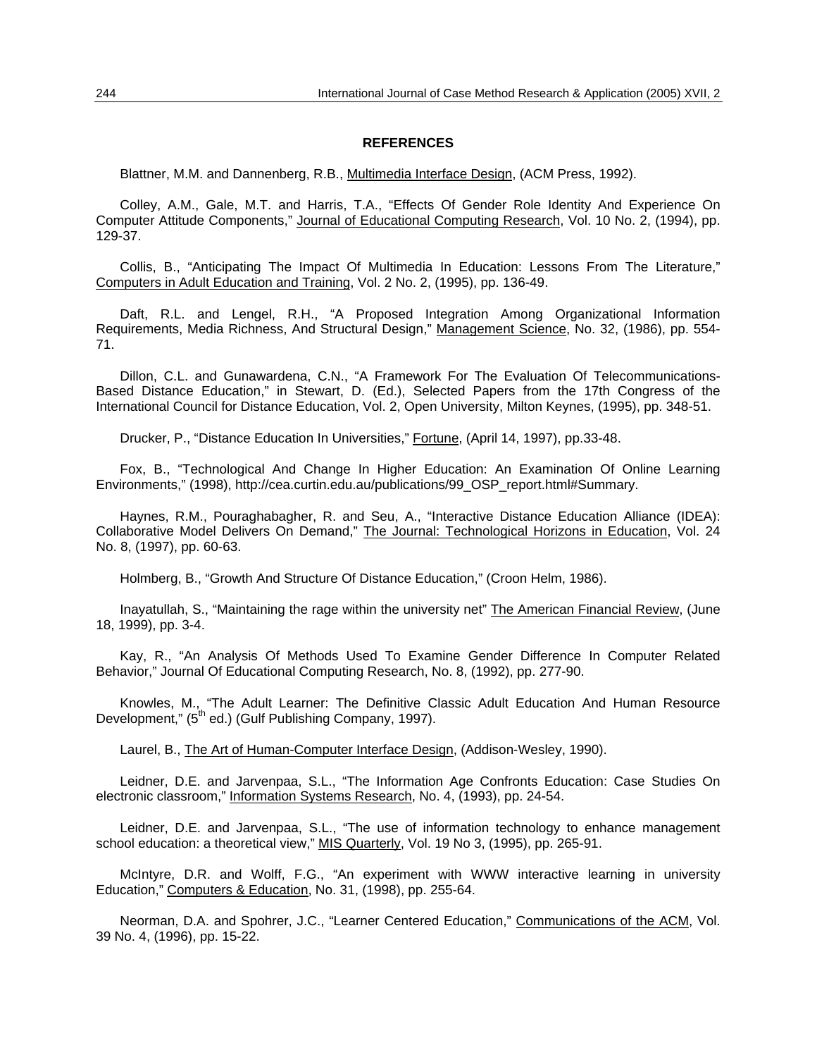**REFERENCES**

Blattner, M.M. and Dannenberg, R.B., Multimedia Interface Design, (ACM Press, 1992).

Colley, A.M., Gale, M.T. and Harris, T.A., "Effects Of Gender Role Identity And Experience On Computer Attitude Components," Journal of Educational Computing Research, Vol. 10 No. 2, (1994), pp. 129-37.

Collis, B., "Anticipating The Impact Of Multimedia In Education: Lessons From The Literature," Computers in Adult Education and Training, Vol. 2 No. 2, (1995), pp. 136-49.

Daft, R.L. and Lengel, R.H., "A Proposed Integration Among Organizational Information Requirements, Media Richness, And Structural Design," Management Science, No. 32, (1986), pp. 554-71.

Dillon, C.L. and Gunawardena, C.N., "A Framework For The Evaluation Of Telecommunications-Based Distance Education," in Stewart, D. (Ed.), Selected Papers from the 17th Congress of the International Council for Distance Education, Vol. 2, Open University, Milton Keynes, (1995), pp. 348-51.

Drucker, P., "Distance Education In Universities," Fortune, (April 14, 1997), pp.33-48.

Fox, B., "Technological And Change In Higher Education: An Examination Of Online Learning Environments," (1998), http://cea.curtin.edu.au/publications/99_OSP_report.html#Summary.

Haynes, R.M., Pouraghabagher, R. and Seu, A., "Interactive Distance Education Alliance (IDEA): Collaborative Model Delivers On Demand," The Journal: Technological Horizons in Education, Vol. 24 No. 8, (1997), pp. 60-63.

Holmberg, B., "Growth And Structure Of Distance Education," (Croon Helm, 1986).

Inayatullah, S., "Maintaining the rage within the university net" The American Financial Review, (June 18, 1999), pp. 3-4.

Kay, R., "An Analysis Of Methods Used To Examine Gender Difference In Computer Related Behavior," Journal Of Educational Computing Research, No. 8, (1992), pp. 277-90.

Knowles, M., "The Adult Learner: The Definitive Classic Adult Education And Human Resource Development," (5th ed.) (Gulf Publishing Company, 1997).

Laurel, B., The Art of Human-Computer Interface Design, (Addison-Wesley, 1990).

Leidner, D.E. and Jarvenpaa, S.L., "The Information Age Confronts Education: Case Studies On electronic classroom," Information Systems Research, No. 4, (1993), pp. 24-54.

Leidner, D.E. and Jarvenpaa, S.L., "The use of information technology to enhance management school education: a theoretical view," MIS Quarterly, Vol. 19 No 3, (1995), pp. 265-91.

McIntyre, D.R. and Wolff, F.G., "An experiment with WWW interactive learning in university Education," Computers & Education, No. 31, (1998), pp. 255-64.

Neorman, D.A. and Spohrer, J.C., "Learner Centered Education," Communications of the ACM, Vol. 39 No. 4, (1996), pp. 15-22.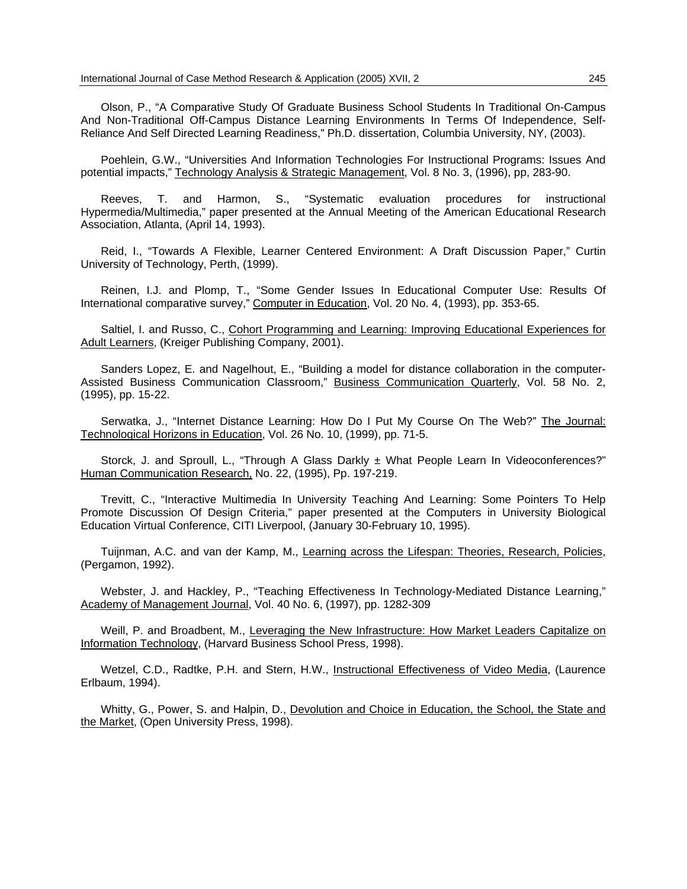Olson, P., "A Comparative Study Of Graduate Business School Students In Traditional On-Campus And Non-Traditional Off-Campus Distance Learning Environments In Terms Of Independence, Self-Reliance And Self Directed Learning Readiness," Ph.D. dissertation, Columbia University, NY, (2003).

Poehlein, G.W., "Universities And Information Technologies For Instructional Programs: Issues And potential impacts," Technology Analysis & Strategic Management, Vol. 8 No. 3, (1996), pp, 283-90.

Reeves, T. and Harmon, S., "Systematic evaluation procedures for instructional Hypermedia/Multimedia," paper presented at the Annual Meeting of the American Educational Research Association, Atlanta, (April 14, 1993).

Reid, I., "Towards A Flexible, Learner Centered Environment: A Draft Discussion Paper," Curtin University of Technology, Perth, (1999).

Reinen, I.J. and Plomp, T., "Some Gender Issues In Educational Computer Use: Results Of International comparative survey," Computer in Education, Vol. 20 No. 4, (1993), pp. 353-65.

Saltiel, I. and Russo, C., Cohort Programming and Learning: Improving Educational Experiences for Adult Learners, (Kreiger Publishing Company, 2001).

Sanders Lopez, E. and Nagelhout, E., "Building a model for distance collaboration in the computer-Assisted Business Communication Classroom," Business Communication Quarterly, Vol. 58 No. 2, (1995), pp. 15-22.

Serwatka, J., "Internet Distance Learning: How Do I Put My Course On The Web?" The Journal: Technological Horizons in Education, Vol. 26 No. 10, (1999), pp. 71-5.

Storck, J. and Sproull, L., "Through A Glass Darkly ± What People Learn In Videoconferences?" Human Communication Research, No. 22, (1995), Pp. 197-219.

Trevitt, C., "Interactive Multimedia In University Teaching And Learning: Some Pointers To Help Promote Discussion Of Design Criteria," paper presented at the Computers in University Biological Education Virtual Conference, CITI Liverpool, (January 30-February 10, 1995).

Tuijnman, A.C. and van der Kamp, M., Learning across the Lifespan: Theories, Research, Policies, (Pergamon, 1992).

Webster, J. and Hackley, P., "Teaching Effectiveness In Technology-Mediated Distance Learning," Academy of Management Journal, Vol. 40 No. 6, (1997), pp. 1282-309

Weill, P. and Broadbent, M., Leveraging the New Infrastructure: How Market Leaders Capitalize on Information Technology, (Harvard Business School Press, 1998).

Wetzel, C.D., Radtke, P.H. and Stern, H.W., Instructional Effectiveness of Video Media, (Laurence Erlbaum, 1994).

Whitty, G., Power, S. and Halpin, D., Devolution and Choice in Education, the School, the State and the Market, (Open University Press, 1998).